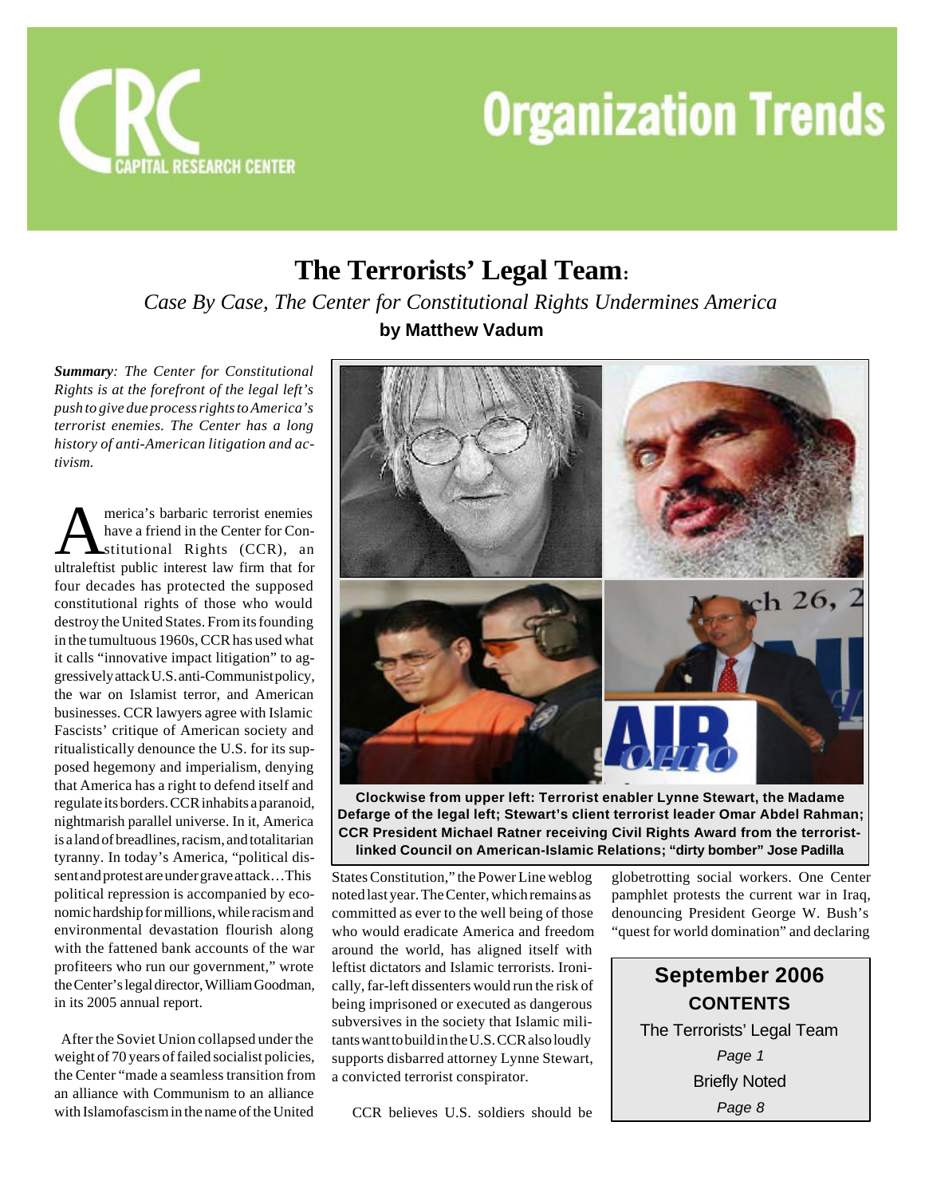# The Terrorists' Legal Team:

*Case By Case, The Center for Constitutional Rights Undermines America*

**by Matthew Vadum**

***Summary**: The Center for Constitutional Rights is at the forefront of the legal left's push to give due process rights to America's terrorist enemies. The Center has a long history of anti-American litigation and activism.*

America's barbaric terrorist enemies have a friend in the Center for Constitutional Rights (CCR), an ultraleftist public interest law firm that for four decades has protected the supposed constitutional rights of those who would destroy the United States. From its founding in the tumultuous 1960s, CCR has used what it calls "innovative impact litigation" to aggressively attack U.S. anti-Communist policy, the war on Islamist terror, and American businesses. CCR lawyers agree with Islamic Fascists' critique of American society and ritualistically denounce the U.S. for its supposed hegemony and imperialism, denying that America has a right to defend itself and regulate its borders. CCR inhabits a paranoid, nightmarish parallel universe. In it, America is a land of breadlines, racism, and totalitarian tyranny. In today's America, "political dissent and protest are under grave attack…This political repression is accompanied by economic hardship for millions, while racism and environmental devastation flourish along with the fattened bank accounts of the war profiteers who run our government," wrote the Center's legal director, William Goodman, in its 2005 annual report.

After the Soviet Union collapsed under the weight of 70 years of failed socialist policies, the Center "made a seamless transition from an alliance with Communism to an alliance with Islamofascism in the name of the United States Constitution," the Power Line weblog noted last year. The Center, which remains as committed as ever to the well being of those who would eradicate America and freedom around the world, has aligned itself with leftist dictators and Islamic terrorists. Ironically, far-left dissenters would run the risk of being imprisoned or executed as dangerous subversives in the society that Islamic militants want to build in the U.S. CCR also loudly supports disbarred attorney Lynne Stewart, a convicted terrorist conspirator.

**Clockwise from upper left: Terrorist enabler Lynne Stewart, the Madame Defarge of the legal left; Stewart's client terrorist leader Omar Abdel Rahman; CCR President Michael Ratner receiving Civil Rights Award from the terrorist-linked Council on American-Islamic Relations; "dirty bomber" Jose Padilla**

CCR believes U.S. soldiers should be globetrotting social workers. One Center pamphlet protests the current war in Iraq, denouncing President George W. Bush's "quest for world domination" and declaring

**September 2006**

**CONTENTS**

The Terrorists' Legal Team
*Page 1*

Briefly Noted
*Page 8*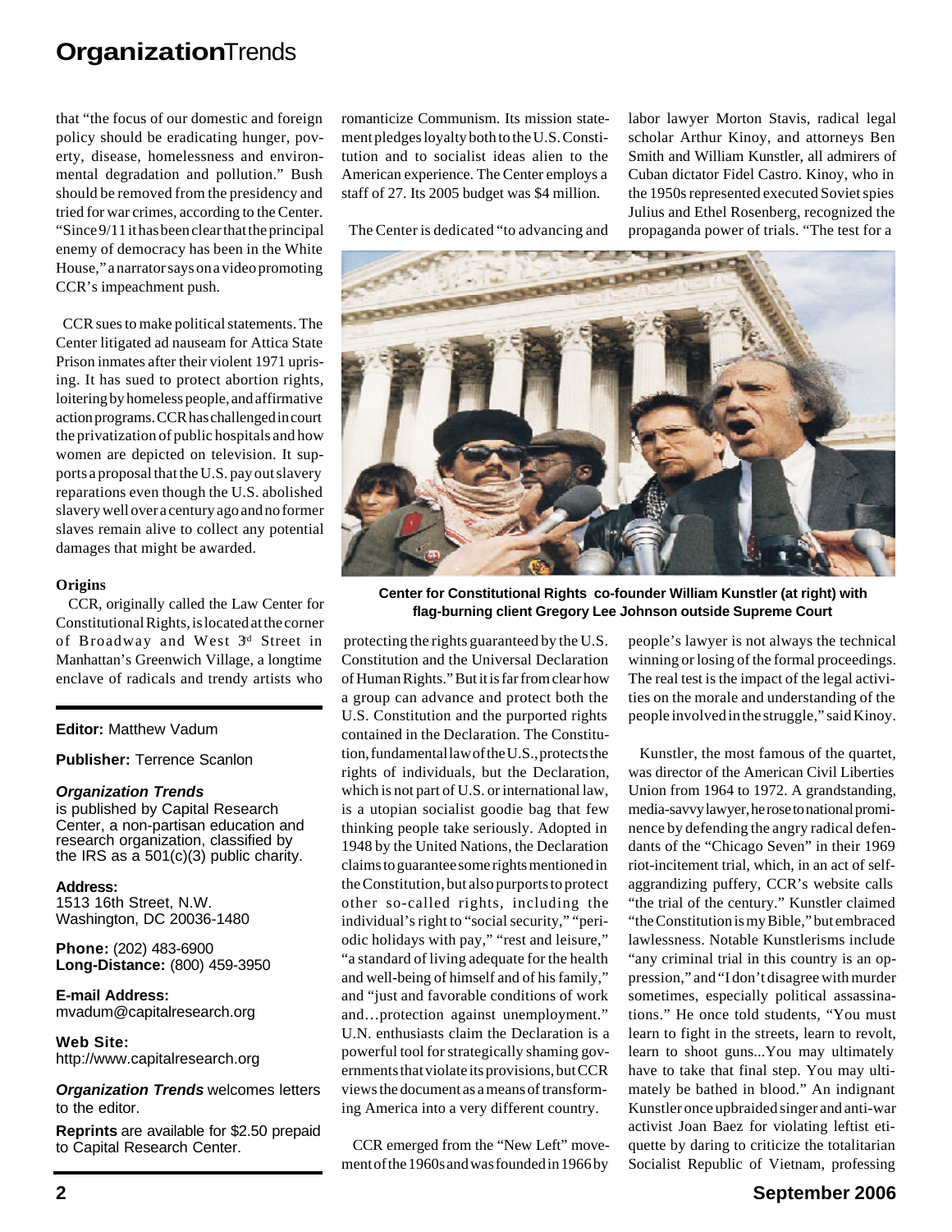that "the focus of our domestic and foreign policy should be eradicating hunger, poverty, disease, homelessness and environmental degradation and pollution." Bush should be removed from the presidency and tried for war crimes, according to the Center. "Since 9/11 it has been clear that the principal enemy of democracy has been in the White House," a narrator says on a video promoting CCR's impeachment push.

CCR sues to make political statements. The Center litigated ad nauseam for Attica State Prison inmates after their violent 1971 uprising. It has sued to protect abortion rights, loitering by homeless people, and affirmative action programs. CCR has challenged in court the privatization of public hospitals and how women are depicted on television. It supports a proposal that the U.S. pay out slavery reparations even though the U.S. abolished slavery well over a century ago and no former slaves remain alive to collect any potential damages that might be awarded.

### Origins

CCR, originally called the Law Center for Constitutional Rights, is located at the corner of Broadway and West 3rd Street in Manhattan's Greenwich Village, a longtime enclave of radicals and trendy artists who romanticize Communism. Its mission statement pledges loyalty both to the U.S. Constitution and to socialist ideas alien to the American experience. The Center employs a staff of 27. Its 2005 budget was $4 million.

The Center is dedicated "to advancing and protecting the rights guaranteed by the U.S. Constitution and the Universal Declaration of Human Rights." But it is far from clear how a group can advance and protect both the U.S. Constitution and the purported rights contained in the Declaration. The Constitution, fundamental law of the U.S., protects the rights of individuals, but the Declaration, which is not part of U.S. or international law, is a utopian socialist goodie bag that few thinking people take seriously. Adopted in 1948 by the United Nations, the Declaration claims to guarantee some rights mentioned in the Constitution, but also purports to protect other so-called rights, including the individual's right to "social security," "periodic holidays with pay," "rest and leisure," "a standard of living adequate for the health and well-being of himself and of his family," and "just and favorable conditions of work and…protection against unemployment." U.N. enthusiasts claim the Declaration is a powerful tool for strategically shaming governments that violate its provisions, but CCR views the document as a means of transforming America into a very different country.

CCR emerged from the "New Left" movement of the 1960s and was founded in 1966 by labor lawyer Morton Stavis, radical legal scholar Arthur Kinoy, and attorneys Ben Smith and William Kunstler, all admirers of Cuban dictator Fidel Castro. Kinoy, who in the 1950s represented executed Soviet spies Julius and Ethel Rosenberg, recognized the propaganda power of trials. "The test for a people's lawyer is not always the technical winning or losing of the formal proceedings. The real test is the impact of the legal activities on the morale and understanding of the people involved in the struggle," said Kinoy.

**Center for Constitutional Rights co-founder William Kunstler (at right) with flag-burning client Gregory Lee Johnson outside Supreme Court**

Kunstler, the most famous of the quartet, was director of the American Civil Liberties Union from 1964 to 1972. A grandstanding, media-savvy lawyer, he rose to national prominence by defending the angry radical defendants of the "Chicago Seven" in their 1969 riot-incitement trial, which, in an act of self-aggrandizing puffery, CCR's website calls "the trial of the century." Kunstler claimed "the Constitution is my Bible," but embraced lawlessness. Notable Kunstlerisms include "any criminal trial in this country is an oppression," and "I don't disagree with murder sometimes, especially political assassinations." He once told students, "You must learn to fight in the streets, learn to revolt, learn to shoot guns...You may ultimately have to take that final step. You may ultimately be bathed in blood." An indignant Kunstler once upbraided singer and anti-war activist Joan Baez for violating leftist etiquette by daring to criticize the totalitarian Socialist Republic of Vietnam, professing

---

**Editor:** Matthew Vadum

**Publisher:** Terrence Scanlon

***Organization Trends*** is published by Capital Research Center, a non-partisan education and research organization, classified by the IRS as a 501(c)(3) public charity.

**Address:**
1513 16th Street, N.W.
Washington, DC 20036-1480

**Phone:** (202) 483-6900
**Long-Distance:** (800) 459-3950

**E-mail Address:**
mvadum@capitalresearch.org

**Web Site:**
http://www.capitalresearch.org

***Organization Trends*** welcomes letters to the editor.

**Reprints** are available for $2.50 prepaid to Capital Research Center.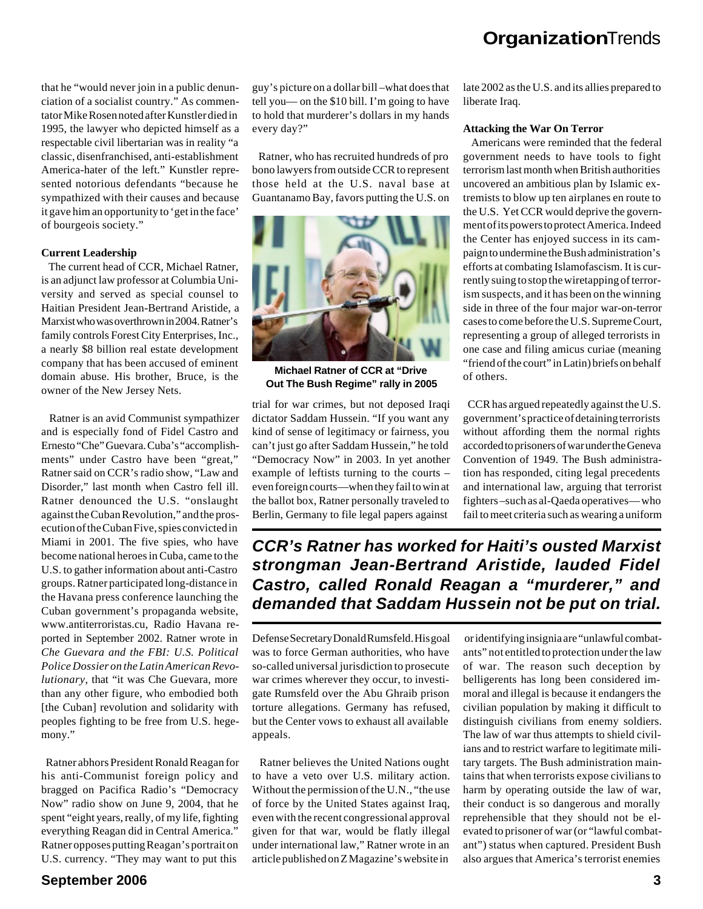that he "would never join in a public denunciation of a socialist country." As commentator Mike Rosen noted after Kunstler died in 1995, the lawyer who depicted himself as a respectable civil libertarian was in reality "a classic, disenfranchised, anti-establishment America-hater of the left." Kunstler represented notorious defendants "because he sympathized with their causes and because it gave him an opportunity to 'get in the face' of bourgeois society."

**Current Leadership**

The current head of CCR, Michael Ratner, is an adjunct law professor at Columbia University and served as special counsel to Haitian President Jean-Bertrand Aristide, a Marxist who was overthrown in 2004. Ratner's family controls Forest City Enterprises, Inc., a nearly $8 billion real estate development company that has been accused of eminent domain abuse. His brother, Bruce, is the owner of the New Jersey Nets.

Ratner is an avid Communist sympathizer and is especially fond of Fidel Castro and Ernesto "Che" Guevara. Cuba's "accomplishments" under Castro have been "great," Ratner said on CCR's radio show, "Law and Disorder," last month when Castro fell ill. Ratner denounced the U.S. "onslaught against the Cuban Revolution," and the prosecution of the Cuban Five, spies convicted in Miami in 2001. The five spies, who have become national heroes in Cuba, came to the U.S. to gather information about anti-Castro groups. Ratner participated long-distance in the Havana press conference launching the Cuban government's propaganda website, www.antiterroristas.cu, Radio Havana reported in September 2002. Ratner wrote in *Che Guevara and the FBI: U.S. Political Police Dossier on the Latin American Revolutionary*, that "it was Che Guevara, more than any other figure, who embodied both [the Cuban] revolution and solidarity with peoples fighting to be free from U.S. hegemony."

Ratner abhors President Ronald Reagan for his anti-Communist foreign policy and bragged on Pacifica Radio's "Democracy Now" radio show on June 9, 2004, that he spent "eight years, really, of my life, fighting everything Reagan did in Central America." Ratner opposes putting Reagan's portrait on U.S. currency. "They may want to put this guy's picture on a dollar bill –what does that tell you— on the $10 bill. I'm going to have to hold that murderer's dollars in my hands every day?"

Ratner, who has recruited hundreds of pro bono lawyers from outside CCR to represent those held at the U.S. naval base at Guantanamo Bay, favors putting the U.S. on trial for war crimes, but not deposed Iraqi dictator Saddam Hussein. "If you want any kind of sense of legitimacy or fairness, you can't just go after Saddam Hussein," he told "Democracy Now" in 2003. In yet another example of leftists turning to the courts – even foreign courts—when they fail to win at the ballot box, Ratner personally traveled to Berlin, Germany to file legal papers against Defense Secretary Donald Rumsfeld. His goal was to force German authorities, who have so-called universal jurisdiction to prosecute war crimes wherever they occur, to investigate Rumsfeld over the Abu Ghraib prison torture allegations. Germany has refused, but the Center vows to exhaust all available appeals.

**Michael Ratner of CCR at "Drive Out The Bush Regime" rally in 2005**

***CCR's Ratner has worked for Haiti's ousted Marxist strongman Jean-Bertrand Aristide, lauded Fidel Castro, called Ronald Reagan a "murderer," and demanded that Saddam Hussein not be put on trial.***

Ratner believes the United Nations ought to have a veto over U.S. military action. Without the permission of the U.N., "the use of force by the United States against Iraq, even with the recent congressional approval given for that war, would be flatly illegal under international law," Ratner wrote in an article published on Z Magazine's website in late 2002 as the U.S. and its allies prepared to liberate Iraq.

**Attacking the War On Terror**

Americans were reminded that the federal government needs to have tools to fight terrorism last month when British authorities uncovered an ambitious plan by Islamic extremists to blow up ten airplanes en route to the U.S. Yet CCR would deprive the government of its powers to protect America. Indeed the Center has enjoyed success in its campaign to undermine the Bush administration's efforts at combating Islamofascism. It is currently suing to stop the wiretapping of terrorism suspects, and it has been on the winning side in three of the four major war-on-terror cases to come before the U.S. Supreme Court, representing a group of alleged terrorists in one case and filing amicus curiae (meaning "friend of the court" in Latin) briefs on behalf of others.

CCR has argued repeatedly against the U.S. government's practice of detaining terrorists without affording them the normal rights accorded to prisoners of war under the Geneva Convention of 1949. The Bush administration has responded, citing legal precedents and international law, arguing that terrorist fighters –such as al-Qaeda operatives— who fail to meet criteria such as wearing a uniform or identifying insignia are "unlawful combatants" not entitled to protection under the law of war. The reason such deception by belligerents has long been considered immoral and illegal is because it endangers the civilian population by making it difficult to distinguish civilians from enemy soldiers. The law of war thus attempts to shield civilians and to restrict warfare to legitimate military targets. The Bush administration maintains that when terrorists expose civilians to harm by operating outside the law of war, their conduct is so dangerous and morally reprehensible that they should not be elevated to prisoner of war (or "lawful combatant") status when captured. President Bush also argues that America's terrorist enemies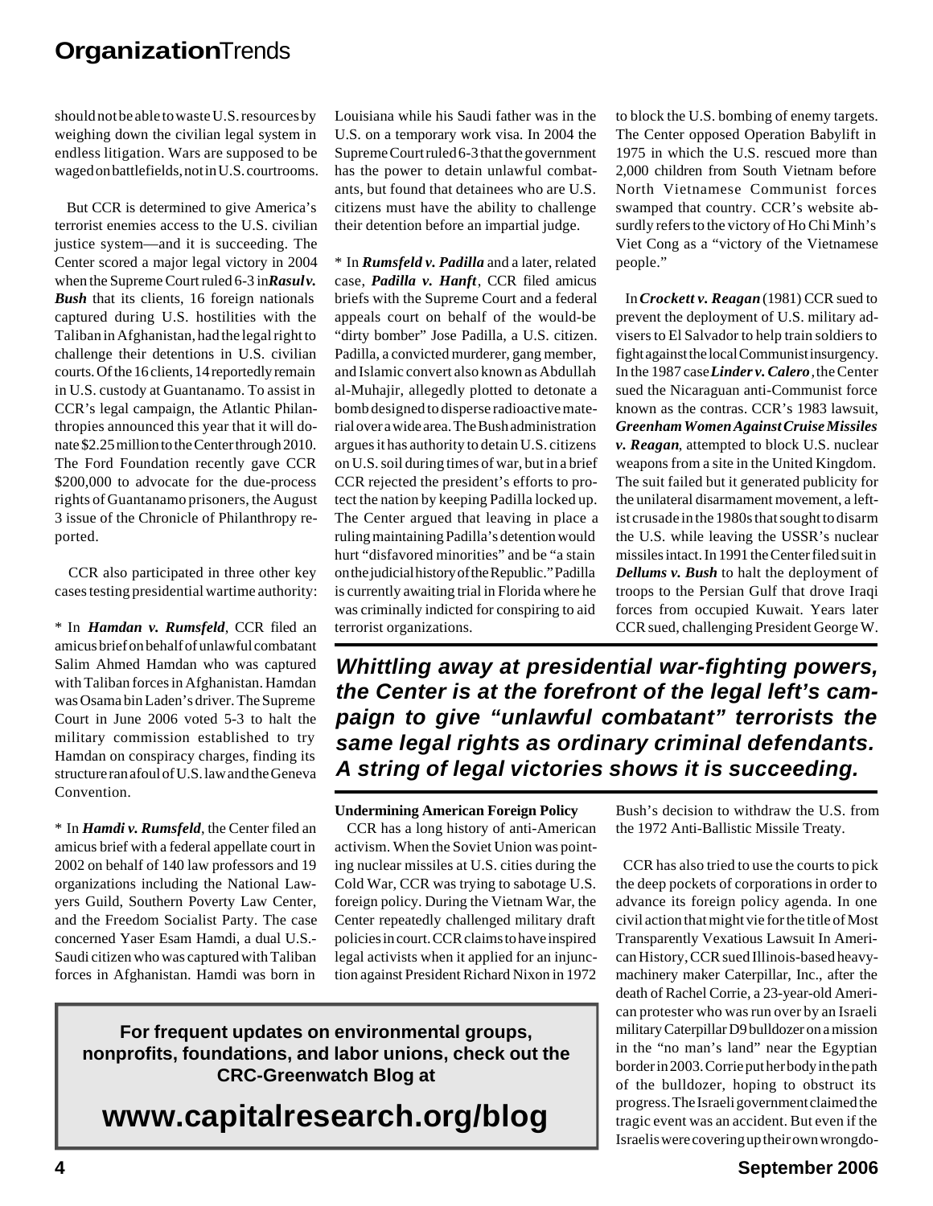should not be able to waste U.S. resources by weighing down the civilian legal system in endless litigation. Wars are supposed to be waged on battlefields, not in U.S. courtrooms.

But CCR is determined to give America's terrorist enemies access to the U.S. civilian justice system—and it is succeeding. The Center scored a major legal victory in 2004 when the Supreme Court ruled 6-3 in ***Rasul v. Bush*** that its clients, 16 foreign nationals captured during U.S. hostilities with the Taliban in Afghanistan, had the legal right to challenge their detentions in U.S. civilian courts. Of the 16 clients, 14 reportedly remain in U.S. custody at Guantanamo. To assist in CCR's legal campaign, the Atlantic Philanthropies announced this year that it will donate $2.25 million to the Center through 2010. The Ford Foundation recently gave CCR $200,000 to advocate for the due-process rights of Guantanamo prisoners, the August 3 issue of the Chronicle of Philanthropy reported.

CCR also participated in three other key cases testing presidential wartime authority:

* In ***Hamdan v. Rumsfeld***, CCR filed an amicus brief on behalf of unlawful combatant Salim Ahmed Hamdan who was captured with Taliban forces in Afghanistan. Hamdan was Osama bin Laden's driver. The Supreme Court in June 2006 voted 5-3 to halt the military commission established to try Hamdan on conspiracy charges, finding its structure ran afoul of U.S. law and the Geneva Convention.

* In ***Hamdi v. Rumsfeld***, the Center filed an amicus brief with a federal appellate court in 2002 on behalf of 140 law professors and 19 organizations including the National Lawyers Guild, Southern Poverty Law Center, and the Freedom Socialist Party. The case concerned Yaser Esam Hamdi, a dual U.S.-Saudi citizen who was captured with Taliban forces in Afghanistan. Hamdi was born in Louisiana while his Saudi father was in the U.S. on a temporary work visa. In 2004 the Supreme Court ruled 6-3 that the government has the power to detain unlawful combatants, but found that detainees who are U.S. citizens must have the ability to challenge their detention before an impartial judge.

* In ***Rumsfeld v. Padilla*** and a later, related case, ***Padilla v. Hanft***, CCR filed amicus briefs with the Supreme Court and a federal appeals court on behalf of the would-be "dirty bomber" Jose Padilla, a U.S. citizen. Padilla, a convicted murderer, gang member, and Islamic convert also known as Abdullah al-Muhajir, allegedly plotted to detonate a bomb designed to disperse radioactive material over a wide area. The Bush administration argues it has authority to detain U.S. citizens on U.S. soil during times of war, but in a brief CCR rejected the president's efforts to protect the nation by keeping Padilla locked up. The Center argued that leaving in place a ruling maintaining Padilla's detention would hurt "disfavored minorities" and be "a stain on the judicial history of the Republic." Padilla is currently awaiting trial in Florida where he was criminally indicted for conspiring to aid terrorist organizations.

***Whittling away at presidential war-fighting powers, the Center is at the forefront of the legal left's campaign to give "unlawful combatant" terrorists the same legal rights as ordinary criminal defendants. A string of legal victories shows it is succeeding.***

**Undermining American Foreign Policy**

CCR has a long history of anti-American activism. When the Soviet Union was pointing nuclear missiles at U.S. cities during the Cold War, CCR was trying to sabotage U.S. foreign policy. During the Vietnam War, the Center repeatedly challenged military draft policies in court. CCR claims to have inspired legal activists when it applied for an injunction against President Richard Nixon in 1972 to block the U.S. bombing of enemy targets. The Center opposed Operation Babylift in 1975 in which the U.S. rescued more than 2,000 children from South Vietnam before North Vietnamese Communist forces swamped that country. CCR's website absurdly refers to the victory of Ho Chi Minh's Viet Cong as a "victory of the Vietnamese people."

In ***Crockett v. Reagan*** (1981) CCR sued to prevent the deployment of U.S. military advisers to El Salvador to help train soldiers to fight against the local Communist insurgency. In the 1987 case ***Linder v. Calero***, the Center sued the Nicaraguan anti-Communist force known as the contras. CCR's 1983 lawsuit, ***Greenham Women Against Cruise Missiles v. Reagan***, attempted to block U.S. nuclear weapons from a site in the United Kingdom. The suit failed but it generated publicity for the unilateral disarmament movement, a leftist crusade in the 1980s that sought to disarm the U.S. while leaving the USSR's nuclear missiles intact. In 1991 the Center filed suit in ***Dellums v. Bush*** to halt the deployment of troops to the Persian Gulf that drove Iraqi forces from occupied Kuwait. Years later CCR sued, challenging President George W. Bush's decision to withdraw the U.S. from the 1972 Anti-Ballistic Missile Treaty.

CCR has also tried to use the courts to pick the deep pockets of corporations in order to advance its foreign policy agenda. In one civil action that might vie for the title of Most Transparently Vexatious Lawsuit In American History, CCR sued Illinois-based heavy-machinery maker Caterpillar, Inc., after the death of Rachel Corrie, a 23-year-old American protester who was run over by an Israeli military Caterpillar D9 bulldozer on a mission in the "no man's land" near the Egyptian border in 2003. Corrie put her body in the path of the bulldozer, hoping to obstruct its progress. The Israeli government claimed the tragic event was an accident. But even if the Israelis were covering up their own wrongdo-

**For frequent updates on environmental groups, nonprofits, foundations, and labor unions, check out the CRC-Greenwatch Blog at**

## www.capitalresearch.org/blog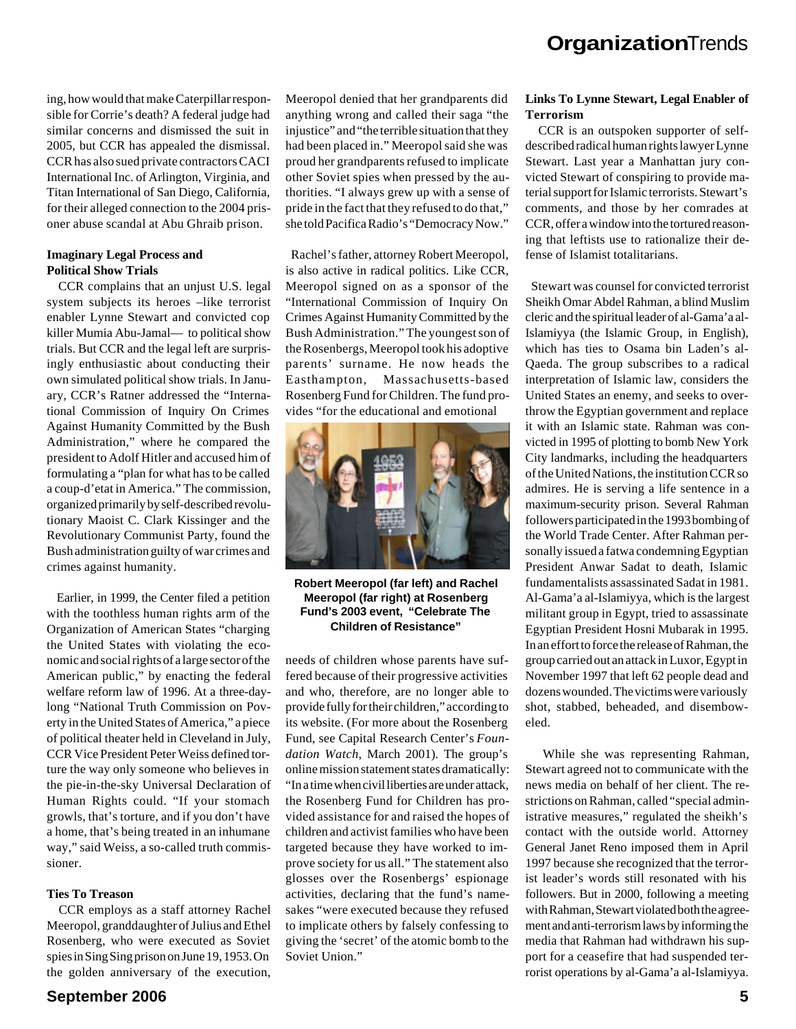ing, how would that make Caterpillar responsible for Corrie's death? A federal judge had similar concerns and dismissed the suit in 2005, but CCR has appealed the dismissal. CCR has also sued private contractors CACI International Inc. of Arlington, Virginia, and Titan International of San Diego, California, for their alleged connection to the 2004 prisoner abuse scandal at Abu Ghraib prison.

**Imaginary Legal Process and Political Show Trials**

CCR complains that an unjust U.S. legal system subjects its heroes –like terrorist enabler Lynne Stewart and convicted cop killer Mumia Abu-Jamal— to political show trials. But CCR and the legal left are surprisingly enthusiastic about conducting their own simulated political show trials. In January, CCR's Ratner addressed the "International Commission of Inquiry On Crimes Against Humanity Committed by the Bush Administration," where he compared the president to Adolf Hitler and accused him of formulating a "plan for what has to be called a coup-d'etat in America." The commission, organized primarily by self-described revolutionary Maoist C. Clark Kissinger and the Revolutionary Communist Party, found the Bush administration guilty of war crimes and crimes against humanity.

Earlier, in 1999, the Center filed a petition with the toothless human rights arm of the Organization of American States "charging the United States with violating the economic and social rights of a large sector of the American public," by enacting the federal welfare reform law of 1996. At a three-day-long "National Truth Commission on Poverty in the United States of America," a piece of political theater held in Cleveland in July, CCR Vice President Peter Weiss defined torture the way only someone who believes in the pie-in-the-sky Universal Declaration of Human Rights could. "If your stomach growls, that's torture, and if you don't have a home, that's being treated in an inhumane way," said Weiss, a so-called truth commissioner.

**Ties To Treason**

CCR employs as a staff attorney Rachel Meeropol, granddaughter of Julius and Ethel Rosenberg, who were executed as Soviet spies in Sing Sing prison on June 19, 1953. On the golden anniversary of the execution, Meeropol denied that her grandparents did anything wrong and called their saga "the injustice" and "the terrible situation that they had been placed in." Meeropol said she was proud her grandparents refused to implicate other Soviet spies when pressed by the authorities. "I always grew up with a sense of pride in the fact that they refused to do that," she told Pacifica Radio's "Democracy Now."

Rachel's father, attorney Robert Meeropol, is also active in radical politics. Like CCR, Meeropol signed on as a sponsor of the "International Commission of Inquiry On Crimes Against Humanity Committed by the Bush Administration." The youngest son of the Rosenbergs, Meeropol took his adoptive parents' surname. He now heads the Easthampton, Massachusetts-based Rosenberg Fund for Children. The fund provides "for the educational and emotional needs of children whose parents have suffered because of their progressive activities and who, therefore, are no longer able to provide fully for their children," according to its website. (For more about the Rosenberg Fund, see Capital Research Center's *Foundation Watch*, March 2001). The group's online mission statement states dramatically: "In a time when civil liberties are under attack, the Rosenberg Fund for Children has provided assistance for and raised the hopes of children and activist families who have been targeted because they have worked to improve society for us all." The statement also glosses over the Rosenbergs' espionage activities, declaring that the fund's namesakes "were executed because they refused to implicate others by falsely confessing to giving the 'secret' of the atomic bomb to the Soviet Union."

**Robert Meeropol (far left) and Rachel Meeropol (far right) at Rosenberg Fund's 2003 event, "Celebrate The Children of Resistance"**

**Links To Lynne Stewart, Legal Enabler of Terrorism**

CCR is an outspoken supporter of self-described radical human rights lawyer Lynne Stewart. Last year a Manhattan jury convicted Stewart of conspiring to provide material support for Islamic terrorists. Stewart's comments, and those by her comrades at CCR, offer a window into the tortured reasoning that leftists use to rationalize their defense of Islamist totalitarians.

Stewart was counsel for convicted terrorist Sheikh Omar Abdel Rahman, a blind Muslim cleric and the spiritual leader of al-Gama'a al-Islamiyya (the Islamic Group, in English), which has ties to Osama bin Laden's al-Qaeda. The group subscribes to a radical interpretation of Islamic law, considers the United States an enemy, and seeks to overthrow the Egyptian government and replace it with an Islamic state. Rahman was convicted in 1995 of plotting to bomb New York City landmarks, including the headquarters of the United Nations, the institution CCR so admires. He is serving a life sentence in a maximum-security prison. Several Rahman followers participated in the 1993 bombing of the World Trade Center. After Rahman personally issued a fatwa condemning Egyptian President Anwar Sadat to death, Islamic fundamentalists assassinated Sadat in 1981. Al-Gama'a al-Islamiyya, which is the largest militant group in Egypt, tried to assassinate Egyptian President Hosni Mubarak in 1995. In an effort to force the release of Rahman, the group carried out an attack in Luxor, Egypt in November 1997 that left 62 people dead and dozens wounded. The victims were variously shot, stabbed, beheaded, and disemboweled.

While she was representing Rahman, Stewart agreed not to communicate with the news media on behalf of her client. The restrictions on Rahman, called "special administrative measures," regulated the sheikh's contact with the outside world. Attorney General Janet Reno imposed them in April 1997 because she recognized that the terrorist leader's words still resonated with his followers. But in 2000, following a meeting with Rahman, Stewart violated both the agreement and anti-terrorism laws by informing the media that Rahman had withdrawn his support for a ceasefire that had suspended terrorist operations by al-Gama'a al-Islamiyya.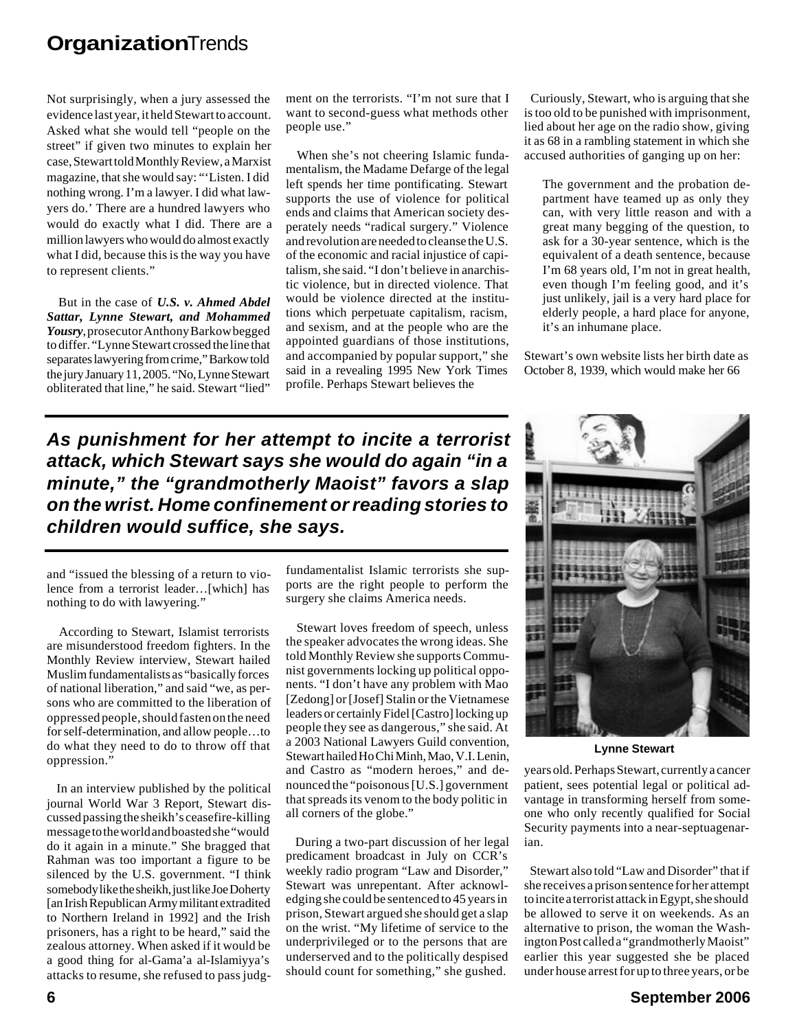Not surprisingly, when a jury assessed the evidence last year, it held Stewart to account. Asked what she would tell "people on the street" if given two minutes to explain her case, Stewart told Monthly Review, a Marxist magazine, that she would say: "'Listen. I did nothing wrong. I'm a lawyer. I did what lawyers do.' There are a hundred lawyers who would do exactly what I did. There are a million lawyers who would do almost exactly what I did, because this is the way you have to represent clients."

But in the case of ***U.S. v. Ahmed Abdel Sattar, Lynne Stewart, and Mohammed Yousry***, prosecutor Anthony Barkow begged to differ. "Lynne Stewart crossed the line that separates lawyering from crime," Barkow told the jury January 11, 2005. "No, Lynne Stewart obliterated that line," he said. Stewart "lied" and "issued the blessing of a return to violence from a terrorist leader…[which] has nothing to do with lawyering."

According to Stewart, Islamist terrorists are misunderstood freedom fighters. In the Monthly Review interview, Stewart hailed Muslim fundamentalists as "basically forces of national liberation," and said "we, as persons who are committed to the liberation of oppressed people, should fasten on the need for self-determination, and allow people…to do what they need to do to throw off that oppression."

In an interview published by the political journal World War 3 Report, Stewart discussed passing the sheikh's ceasefire-killing message to the world and boasted she "would do it again in a minute." She bragged that Rahman was too important a figure to be silenced by the U.S. government. "I think somebody like the sheikh, just like Joe Doherty [an Irish Republican Army militant extradited to Northern Ireland in 1992] and the Irish prisoners, has a right to be heard," said the zealous attorney. When asked if it would be a good thing for al-Gama'a al-Islamiyya's attacks to resume, she refused to pass judgment on the terrorists. "I'm not sure that I want to second-guess what methods other people use."

When she's not cheering Islamic fundamentalism, the Madame Defarge of the legal left spends her time pontificating. Stewart supports the use of violence for political ends and claims that American society desperately needs "radical surgery." Violence and revolution are needed to cleanse the U.S. of the economic and racial injustice of capitalism, she said. "I don't believe in anarchistic violence, but in directed violence. That would be violence directed at the institutions which perpetuate capitalism, racism, and sexism, and at the people who are the appointed guardians of those institutions, and accompanied by popular support," she said in a revealing 1995 New York Times profile. Perhaps Stewart believes the fundamentalist Islamic terrorists she supports are the right people to perform the surgery she claims America needs.

***As punishment for her attempt to incite a terrorist attack, which Stewart says she would do again "in a minute," the "grandmotherly Maoist" favors a slap on the wrist. Home confinement or reading stories to children would suffice, she says.***

Stewart loves freedom of speech, unless the speaker advocates the wrong ideas. She told Monthly Review she supports Communist governments locking up political opponents. "I don't have any problem with Mao [Zedong] or [Josef] Stalin or the Vietnamese leaders or certainly Fidel [Castro] locking up people they see as dangerous," she said. At a 2003 National Lawyers Guild convention, Stewart hailed Ho Chi Minh, Mao, V.I. Lenin, and Castro as "modern heroes," and denounced the "poisonous [U.S.] government that spreads its venom to the body politic in all corners of the globe."

During a two-part discussion of her legal predicament broadcast in July on CCR's weekly radio program "Law and Disorder," Stewart was unrepentant. After acknowledging she could be sentenced to 45 years in prison, Stewart argued she should get a slap on the wrist. "My lifetime of service to the underprivileged or to the persons that are underserved and to the politically despised should count for something," she gushed.

Curiously, Stewart, who is arguing that she is too old to be punished with imprisonment, lied about her age on the radio show, giving it as 68 in a rambling statement in which she accused authorities of ganging up on her:

> The government and the probation department have teamed up as only they can, with very little reason and with a great many begging of the question, to ask for a 30-year sentence, which is the equivalent of a death sentence, because I'm 68 years old, I'm not in great health, even though I'm feeling good, and it's just unlikely, jail is a very hard place for elderly people, a hard place for anyone, it's an inhumane place.

Stewart's own website lists her birth date as October 8, 1939, which would make her 66 years old. Perhaps Stewart, currently a cancer patient, sees potential legal or political advantage in transforming herself from someone who only recently qualified for Social Security payments into a near-septuagenarian.

Lynne Stewart

Stewart also told "Law and Disorder" that if she receives a prison sentence for her attempt to incite a terrorist attack in Egypt, she should be allowed to serve it on weekends. As an alternative to prison, the woman the Washington Post called a "grandmotherly Maoist" earlier this year suggested she be placed under house arrest for up to three years, or be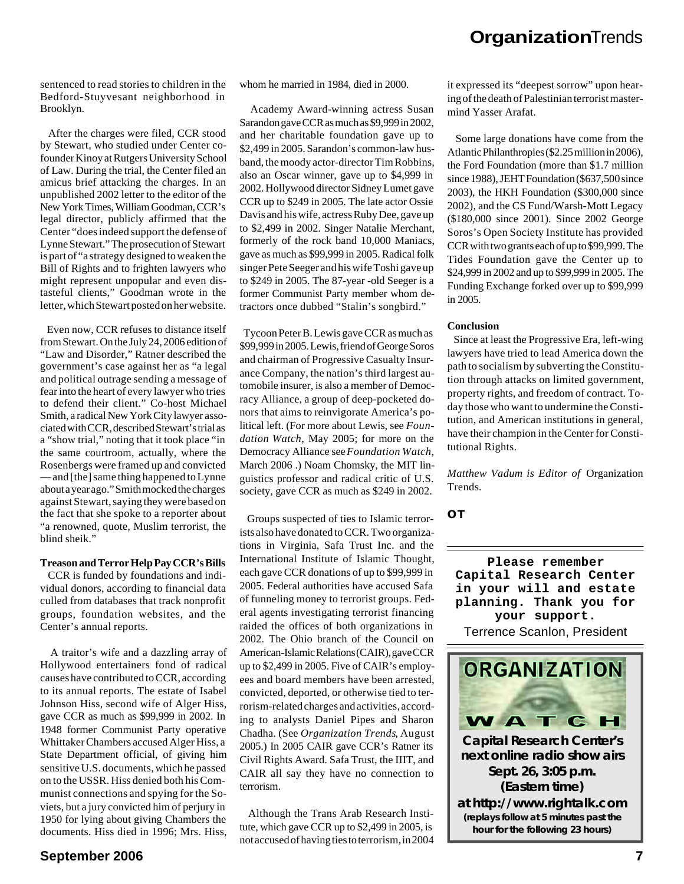sentenced to read stories to children in the Bedford-Stuyvesant neighborhood in Brooklyn.

After the charges were filed, CCR stood by Stewart, who studied under Center co-founder Kinoy at Rutgers University School of Law. During the trial, the Center filed an amicus brief attacking the charges. In an unpublished 2002 letter to the editor of the New York Times, William Goodman, CCR's legal director, publicly affirmed that the Center "does indeed support the defense of Lynne Stewart." The prosecution of Stewart is part of "a strategy designed to weaken the Bill of Rights and to frighten lawyers who might represent unpopular and even distasteful clients," Goodman wrote in the letter, which Stewart posted on her website.

Even now, CCR refuses to distance itself from Stewart. On the July 24, 2006 edition of "Law and Disorder," Ratner described the government's case against her as "a legal and political outrage sending a message of fear into the heart of every lawyer who tries to defend their client." Co-host Michael Smith, a radical New York City lawyer associated with CCR, described Stewart's trial as a "show trial," noting that it took place "in the same courtroom, actually, where the Rosenbergs were framed up and convicted — and [the] same thing happened to Lynne about a year ago." Smith mocked the charges against Stewart, saying they were based on the fact that she spoke to a reporter about "a renowned, quote, Muslim terrorist, the blind sheik."

**Treason and Terror Help Pay CCR's Bills**

CCR is funded by foundations and individual donors, according to financial data culled from databases that track nonprofit groups, foundation websites, and the Center's annual reports.

A traitor's wife and a dazzling array of Hollywood entertainers fond of radical causes have contributed to CCR, according to its annual reports. The estate of Isabel Johnson Hiss, second wife of Alger Hiss, gave CCR as much as $99,999 in 2002. In 1948 former Communist Party operative Whittaker Chambers accused Alger Hiss, a State Department official, of giving him sensitive U.S. documents, which he passed on to the USSR. Hiss denied both his Communist connections and spying for the Soviets, but a jury convicted him of perjury in 1950 for lying about giving Chambers the documents. Hiss died in 1996; Mrs. Hiss, whom he married in 1984, died in 2000.

Academy Award-winning actress Susan Sarandon gave CCR as much as $9,999 in 2002, and her charitable foundation gave up to $2,499 in 2005. Sarandon's common-law husband, the moody actor-director Tim Robbins, also an Oscar winner, gave up to $4,999 in 2002. Hollywood director Sidney Lumet gave CCR up to $249 in 2005. The late actor Ossie Davis and his wife, actress Ruby Dee, gave up to $2,499 in 2002. Singer Natalie Merchant, formerly of the rock band 10,000 Maniacs, gave as much as $99,999 in 2005. Radical folk singer Pete Seeger and his wife Toshi gave up to $249 in 2005. The 87-year -old Seeger is a former Communist Party member whom detractors once dubbed "Stalin's songbird."

Tycoon Peter B. Lewis gave CCR as much as $99,999 in 2005. Lewis, friend of George Soros and chairman of Progressive Casualty Insurance Company, the nation's third largest automobile insurer, is also a member of Democracy Alliance, a group of deep-pocketed donors that aims to reinvigorate America's political left. (For more about Lewis, see *Foundation Watch*, May 2005; for more on the Democracy Alliance see *Foundation Watch*, March 2006 .) Noam Chomsky, the MIT linguistics professor and radical critic of U.S. society, gave CCR as much as $249 in 2002.

Groups suspected of ties to Islamic terrorists also have donated to CCR. Two organizations in Virginia, Safa Trust Inc. and the International Institute of Islamic Thought, each gave CCR donations of up to $99,999 in 2005. Federal authorities have accused Safa of funneling money to terrorist groups. Federal agents investigating terrorist financing raided the offices of both organizations in 2002. The Ohio branch of the Council on American-Islamic Relations (CAIR), gave CCR up to $2,499 in 2005. Five of CAIR's employees and board members have been arrested, convicted, deported, or otherwise tied to terrorism-related charges and activities, according to analysts Daniel Pipes and Sharon Chadha. (See *Organization Trends*, August 2005.) In 2005 CAIR gave CCR's Ratner its Civil Rights Award. Safa Trust, the IIIT, and CAIR all say they have no connection to terrorism.

Although the Trans Arab Research Institute, which gave CCR up to $2,499 in 2005, is not accused of having ties to terrorism, in 2004 it expressed its "deepest sorrow" upon hearing of the death of Palestinian terrorist mastermind Yasser Arafat.

Some large donations have come from the Atlantic Philanthropies ($2.25 million in 2006), the Ford Foundation (more than $1.7 million since 1988), JEHT Foundation ($637,500 since 2003), the HKH Foundation ($300,000 since 2002), and the CS Fund/Warsh-Mott Legacy ($180,000 since 2001). Since 2002 George Soros's Open Society Institute has provided CCR with two grants each of up to $99,999. The Tides Foundation gave the Center up to $24,999 in 2002 and up to $99,999 in 2005. The Funding Exchange forked over up to $99,999 in 2005.

**Conclusion**

Since at least the Progressive Era, left-wing lawyers have tried to lead America down the path to socialism by subverting the Constitution through attacks on limited government, property rights, and freedom of contract. Today those who want to undermine the Constitution, and American institutions in general, have their champion in the Center for Constitutional Rights.

*Matthew Vadum is Editor of* Organization Trends.

**OT**

---

**Please remember Capital Research Center in your will and estate planning. Thank you for your support.**

Terrence Scanlon, President

---

**ORGANIZATION WATCH**

**Capital Research Center's next online radio show airs Sept. 26, 3:05 p.m. (Eastern time) at http://www.rightalk.com**

**(replays follow at 5 minutes past the hour for the following 23 hours)**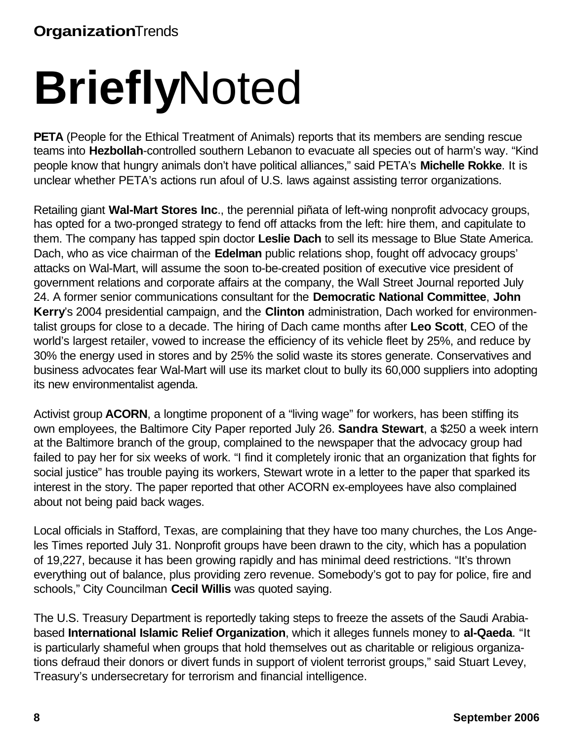# **Briefly**Noted

**PETA** (People for the Ethical Treatment of Animals) reports that its members are sending rescue teams into **Hezbollah**-controlled southern Lebanon to evacuate all species out of harm's way. "Kind people know that hungry animals don't have political alliances," said PETA's **Michelle Rokke**. It is unclear whether PETA's actions run afoul of U.S. laws against assisting terror organizations.

Retailing giant **Wal-Mart Stores Inc**., the perennial piñata of left-wing nonprofit advocacy groups, has opted for a two-pronged strategy to fend off attacks from the left: hire them, and capitulate to them. The company has tapped spin doctor **Leslie Dach** to sell its message to Blue State America. Dach, who as vice chairman of the **Edelman** public relations shop, fought off advocacy groups' attacks on Wal-Mart, will assume the soon to-be-created position of executive vice president of government relations and corporate affairs at the company, the Wall Street Journal reported July 24. A former senior communications consultant for the **Democratic National Committee**, **John Kerry**'s 2004 presidential campaign, and the **Clinton** administration, Dach worked for environmentalist groups for close to a decade. The hiring of Dach came months after **Leo Scott**, CEO of the world's largest retailer, vowed to increase the efficiency of its vehicle fleet by 25%, and reduce by 30% the energy used in stores and by 25% the solid waste its stores generate. Conservatives and business advocates fear Wal-Mart will use its market clout to bully its 60,000 suppliers into adopting its new environmentalist agenda.

Activist group **ACORN**, a longtime proponent of a "living wage" for workers, has been stiffing its own employees, the Baltimore City Paper reported July 26. **Sandra Stewart**, a $250 a week intern at the Baltimore branch of the group, complained to the newspaper that the advocacy group had failed to pay her for six weeks of work. "I find it completely ironic that an organization that fights for social justice" has trouble paying its workers, Stewart wrote in a letter to the paper that sparked its interest in the story. The paper reported that other ACORN ex-employees have also complained about not being paid back wages.

Local officials in Stafford, Texas, are complaining that they have too many churches, the Los Angeles Times reported July 31. Nonprofit groups have been drawn to the city, which has a population of 19,227, because it has been growing rapidly and has minimal deed restrictions. "It's thrown everything out of balance, plus providing zero revenue. Somebody's got to pay for police, fire and schools," City Councilman **Cecil Willis** was quoted saying.

The U.S. Treasury Department is reportedly taking steps to freeze the assets of the Saudi Arabia-based **International Islamic Relief Organization**, which it alleges funnels money to **al-Qaeda**. "It is particularly shameful when groups that hold themselves out as charitable or religious organizations defraud their donors or divert funds in support of violent terrorist groups," said Stuart Levey, Treasury's undersecretary for terrorism and financial intelligence.